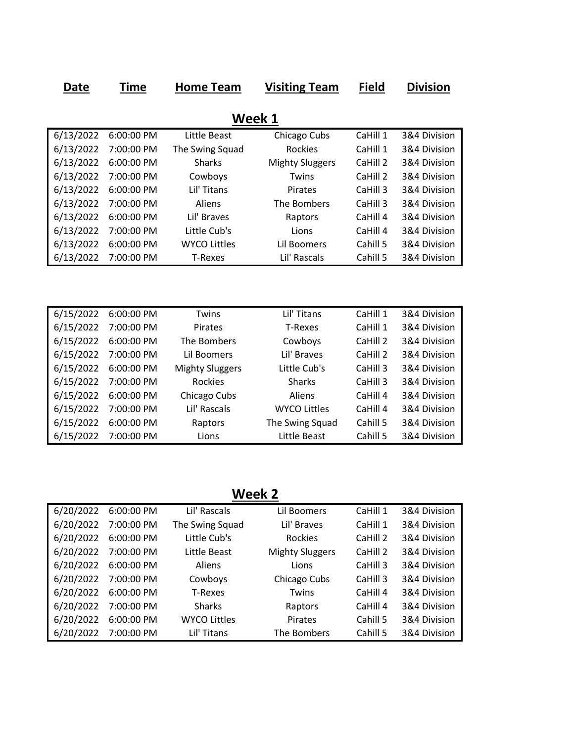| Date | Time | Home Team | Visiting Team | Field | Division |
|---|---|---|---|---|---|

## Week 1

| Date | Time | Home Team | Visiting Team | Field | Division |
|---|---|---|---|---|---|
| 6/13/2022 | 6:00:00 PM | Little Beast | Chicago Cubs | CaHill 1 | 3&4 Division |
| 6/13/2022 | 7:00:00 PM | The Swing Squad | Rockies | CaHill 1 | 3&4 Division |
| 6/13/2022 | 6:00:00 PM | Sharks | Mighty Sluggers | CaHill 2 | 3&4 Division |
| 6/13/2022 | 7:00:00 PM | Cowboys | Twins | CaHill 2 | 3&4 Division |
| 6/13/2022 | 6:00:00 PM | Lil' Titans | Pirates | CaHill 3 | 3&4 Division |
| 6/13/2022 | 7:00:00 PM | Aliens | The Bombers | CaHill 3 | 3&4 Division |
| 6/13/2022 | 6:00:00 PM | Lil' Braves | Raptors | CaHill 4 | 3&4 Division |
| 6/13/2022 | 7:00:00 PM | Little Cub's | Lions | CaHill 4 | 3&4 Division |
| 6/13/2022 | 6:00:00 PM | WYCO Littles | Lil Boomers | Cahill 5 | 3&4 Division |
| 6/13/2022 | 7:00:00 PM | T-Rexes | Lil' Rascals | Cahill 5 | 3&4 Division |

| Date | Time | Home Team | Visiting Team | Field | Division |
|---|---|---|---|---|---|
| 6/15/2022 | 6:00:00 PM | Twins | Lil' Titans | CaHill 1 | 3&4 Division |
| 6/15/2022 | 7:00:00 PM | Pirates | T-Rexes | CaHill 1 | 3&4 Division |
| 6/15/2022 | 6:00:00 PM | The Bombers | Cowboys | CaHill 2 | 3&4 Division |
| 6/15/2022 | 7:00:00 PM | Lil Boomers | Lil' Braves | CaHill 2 | 3&4 Division |
| 6/15/2022 | 6:00:00 PM | Mighty Sluggers | Little Cub's | CaHill 3 | 3&4 Division |
| 6/15/2022 | 7:00:00 PM | Rockies | Sharks | CaHill 3 | 3&4 Division |
| 6/15/2022 | 6:00:00 PM | Chicago Cubs | Aliens | CaHill 4 | 3&4 Division |
| 6/15/2022 | 7:00:00 PM | Lil' Rascals | WYCO Littles | CaHill 4 | 3&4 Division |
| 6/15/2022 | 6:00:00 PM | Raptors | The Swing Squad | Cahill 5 | 3&4 Division |
| 6/15/2022 | 7:00:00 PM | Lions | Little Beast | Cahill 5 | 3&4 Division |

## Week 2

| Date | Time | Home Team | Visiting Team | Field | Division |
|---|---|---|---|---|---|
| 6/20/2022 | 6:00:00 PM | Lil' Rascals | Lil Boomers | CaHill 1 | 3&4 Division |
| 6/20/2022 | 7:00:00 PM | The Swing Squad | Lil' Braves | CaHill 1 | 3&4 Division |
| 6/20/2022 | 6:00:00 PM | Little Cub's | Rockies | CaHill 2 | 3&4 Division |
| 6/20/2022 | 7:00:00 PM | Little Beast | Mighty Sluggers | CaHill 2 | 3&4 Division |
| 6/20/2022 | 6:00:00 PM | Aliens | Lions | CaHill 3 | 3&4 Division |
| 6/20/2022 | 7:00:00 PM | Cowboys | Chicago Cubs | CaHill 3 | 3&4 Division |
| 6/20/2022 | 6:00:00 PM | T-Rexes | Twins | CaHill 4 | 3&4 Division |
| 6/20/2022 | 7:00:00 PM | Sharks | Raptors | CaHill 4 | 3&4 Division |
| 6/20/2022 | 6:00:00 PM | WYCO Littles | Pirates | Cahill 5 | 3&4 Division |
| 6/20/2022 | 7:00:00 PM | Lil' Titans | The Bombers | Cahill 5 | 3&4 Division |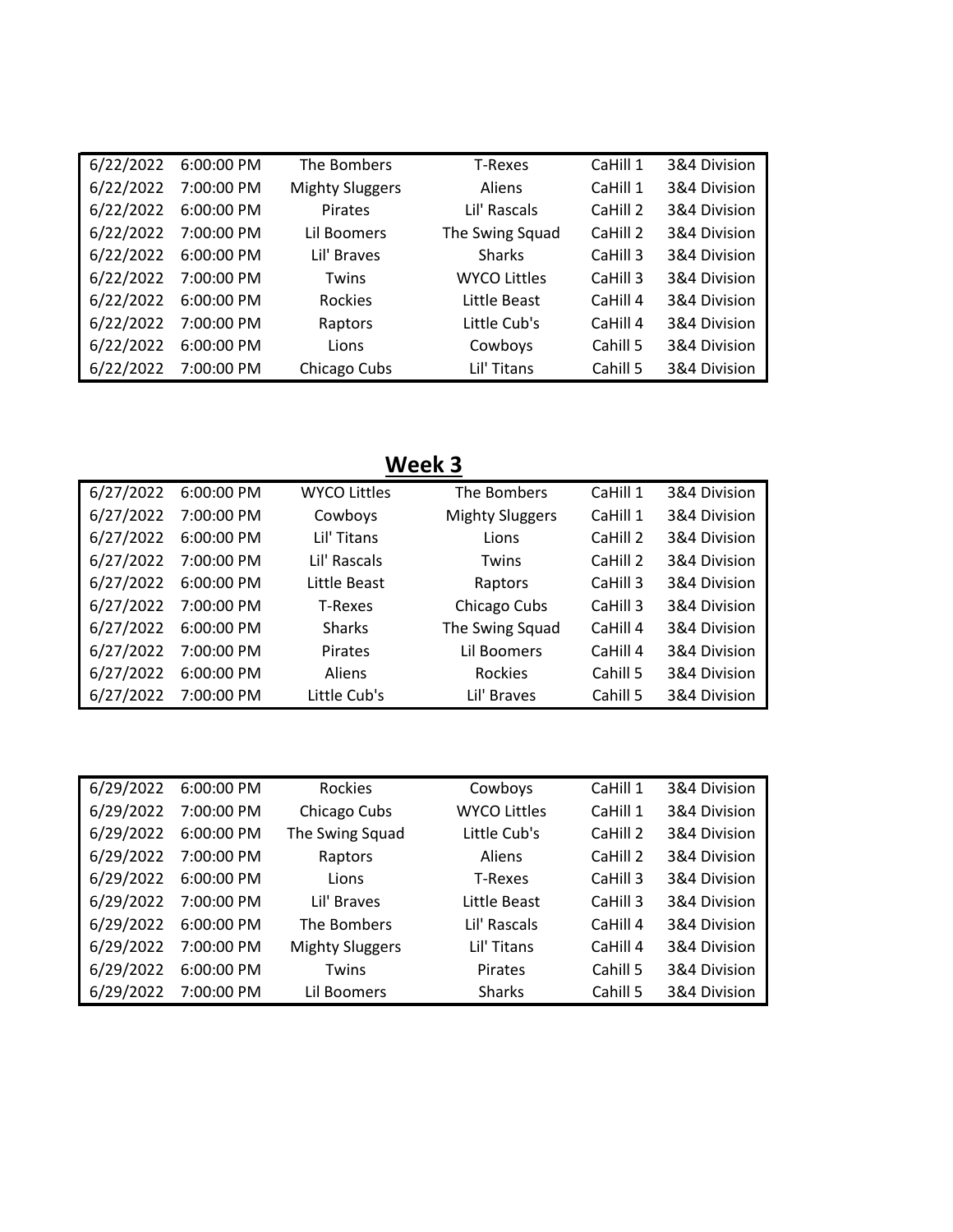| | | | | | |
|---|---|---|---|---|---|
| 6/22/2022 | 6:00:00 PM | The Bombers | T-Rexes | CaHill 1 | 3&4 Division |
| 6/22/2022 | 7:00:00 PM | Mighty Sluggers | Aliens | CaHill 1 | 3&4 Division |
| 6/22/2022 | 6:00:00 PM | Pirates | Lil' Rascals | CaHill 2 | 3&4 Division |
| 6/22/2022 | 7:00:00 PM | Lil Boomers | The Swing Squad | CaHill 2 | 3&4 Division |
| 6/22/2022 | 6:00:00 PM | Lil' Braves | Sharks | CaHill 3 | 3&4 Division |
| 6/22/2022 | 7:00:00 PM | Twins | WYCO Littles | CaHill 3 | 3&4 Division |
| 6/22/2022 | 6:00:00 PM | Rockies | Little Beast | CaHill 4 | 3&4 Division |
| 6/22/2022 | 7:00:00 PM | Raptors | Little Cub's | CaHill 4 | 3&4 Division |
| 6/22/2022 | 6:00:00 PM | Lions | Cowboys | Cahill 5 | 3&4 Division |
| 6/22/2022 | 7:00:00 PM | Chicago Cubs | Lil' Titans | Cahill 5 | 3&4 Division |

## Week 3

| | | | | | |
|---|---|---|---|---|---|
| 6/27/2022 | 6:00:00 PM | WYCO Littles | The Bombers | CaHill 1 | 3&4 Division |
| 6/27/2022 | 7:00:00 PM | Cowboys | Mighty Sluggers | CaHill 1 | 3&4 Division |
| 6/27/2022 | 6:00:00 PM | Lil' Titans | Lions | CaHill 2 | 3&4 Division |
| 6/27/2022 | 7:00:00 PM | Lil' Rascals | Twins | CaHill 2 | 3&4 Division |
| 6/27/2022 | 6:00:00 PM | Little Beast | Raptors | CaHill 3 | 3&4 Division |
| 6/27/2022 | 7:00:00 PM | T-Rexes | Chicago Cubs | CaHill 3 | 3&4 Division |
| 6/27/2022 | 6:00:00 PM | Sharks | The Swing Squad | CaHill 4 | 3&4 Division |
| 6/27/2022 | 7:00:00 PM | Pirates | Lil Boomers | CaHill 4 | 3&4 Division |
| 6/27/2022 | 6:00:00 PM | Aliens | Rockies | Cahill 5 | 3&4 Division |
| 6/27/2022 | 7:00:00 PM | Little Cub's | Lil' Braves | Cahill 5 | 3&4 Division |

| | | | | | |
|---|---|---|---|---|---|
| 6/29/2022 | 6:00:00 PM | Rockies | Cowboys | CaHill 1 | 3&4 Division |
| 6/29/2022 | 7:00:00 PM | Chicago Cubs | WYCO Littles | CaHill 1 | 3&4 Division |
| 6/29/2022 | 6:00:00 PM | The Swing Squad | Little Cub's | CaHill 2 | 3&4 Division |
| 6/29/2022 | 7:00:00 PM | Raptors | Aliens | CaHill 2 | 3&4 Division |
| 6/29/2022 | 6:00:00 PM | Lions | T-Rexes | CaHill 3 | 3&4 Division |
| 6/29/2022 | 7:00:00 PM | Lil' Braves | Little Beast | CaHill 3 | 3&4 Division |
| 6/29/2022 | 6:00:00 PM | The Bombers | Lil' Rascals | CaHill 4 | 3&4 Division |
| 6/29/2022 | 7:00:00 PM | Mighty Sluggers | Lil' Titans | CaHill 4 | 3&4 Division |
| 6/29/2022 | 6:00:00 PM | Twins | Pirates | Cahill 5 | 3&4 Division |
| 6/29/2022 | 7:00:00 PM | Lil Boomers | Sharks | Cahill 5 | 3&4 Division |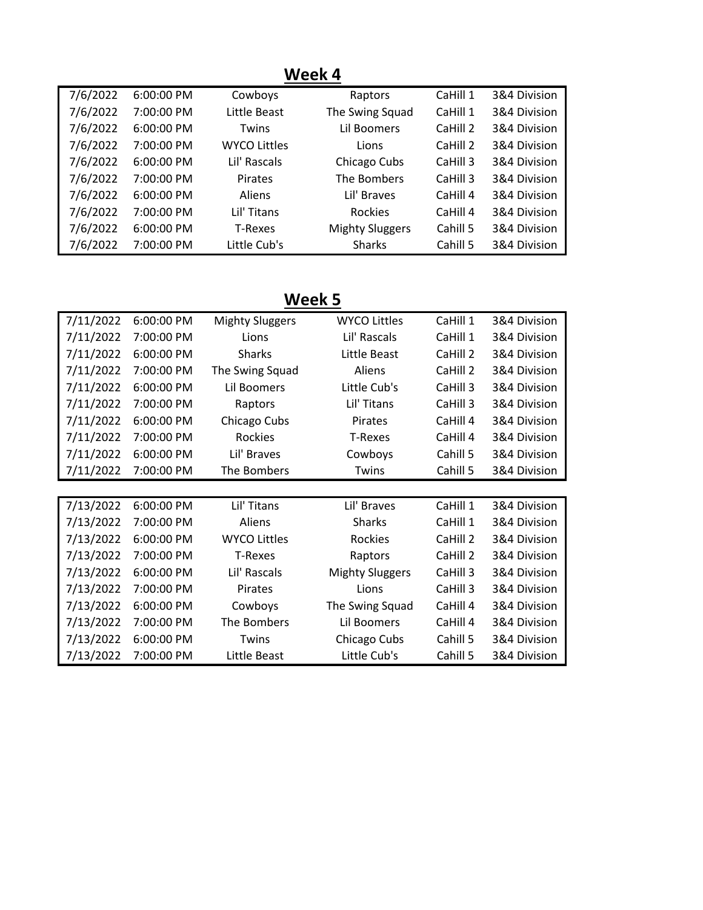## Week 4

| | | | | | |
|---|---|---|---|---|---|
| 7/6/2022 | 6:00:00 PM | Cowboys | Raptors | CaHill 1 | 3&4 Division |
| 7/6/2022 | 7:00:00 PM | Little Beast | The Swing Squad | CaHill 1 | 3&4 Division |
| 7/6/2022 | 6:00:00 PM | Twins | Lil Boomers | CaHill 2 | 3&4 Division |
| 7/6/2022 | 7:00:00 PM | WYCO Littles | Lions | CaHill 2 | 3&4 Division |
| 7/6/2022 | 6:00:00 PM | Lil' Rascals | Chicago Cubs | CaHill 3 | 3&4 Division |
| 7/6/2022 | 7:00:00 PM | Pirates | The Bombers | CaHill 3 | 3&4 Division |
| 7/6/2022 | 6:00:00 PM | Aliens | Lil' Braves | CaHill 4 | 3&4 Division |
| 7/6/2022 | 7:00:00 PM | Lil' Titans | Rockies | CaHill 4 | 3&4 Division |
| 7/6/2022 | 6:00:00 PM | T-Rexes | Mighty Sluggers | Cahill 5 | 3&4 Division |
| 7/6/2022 | 7:00:00 PM | Little Cub's | Sharks | Cahill 5 | 3&4 Division |

## Week 5

| | | | | | |
|---|---|---|---|---|---|
| 7/11/2022 | 6:00:00 PM | Mighty Sluggers | WYCO Littles | CaHill 1 | 3&4 Division |
| 7/11/2022 | 7:00:00 PM | Lions | Lil' Rascals | CaHill 1 | 3&4 Division |
| 7/11/2022 | 6:00:00 PM | Sharks | Little Beast | CaHill 2 | 3&4 Division |
| 7/11/2022 | 7:00:00 PM | The Swing Squad | Aliens | CaHill 2 | 3&4 Division |
| 7/11/2022 | 6:00:00 PM | Lil Boomers | Little Cub's | CaHill 3 | 3&4 Division |
| 7/11/2022 | 7:00:00 PM | Raptors | Lil' Titans | CaHill 3 | 3&4 Division |
| 7/11/2022 | 6:00:00 PM | Chicago Cubs | Pirates | CaHill 4 | 3&4 Division |
| 7/11/2022 | 7:00:00 PM | Rockies | T-Rexes | CaHill 4 | 3&4 Division |
| 7/11/2022 | 6:00:00 PM | Lil' Braves | Cowboys | Cahill 5 | 3&4 Division |
| 7/11/2022 | 7:00:00 PM | The Bombers | Twins | Cahill 5 | 3&4 Division |

| | | | | | |
|---|---|---|---|---|---|
| 7/13/2022 | 6:00:00 PM | Lil' Titans | Lil' Braves | CaHill 1 | 3&4 Division |
| 7/13/2022 | 7:00:00 PM | Aliens | Sharks | CaHill 1 | 3&4 Division |
| 7/13/2022 | 6:00:00 PM | WYCO Littles | Rockies | CaHill 2 | 3&4 Division |
| 7/13/2022 | 7:00:00 PM | T-Rexes | Raptors | CaHill 2 | 3&4 Division |
| 7/13/2022 | 6:00:00 PM | Lil' Rascals | Mighty Sluggers | CaHill 3 | 3&4 Division |
| 7/13/2022 | 7:00:00 PM | Pirates | Lions | CaHill 3 | 3&4 Division |
| 7/13/2022 | 6:00:00 PM | Cowboys | The Swing Squad | CaHill 4 | 3&4 Division |
| 7/13/2022 | 7:00:00 PM | The Bombers | Lil Boomers | CaHill 4 | 3&4 Division |
| 7/13/2022 | 6:00:00 PM | Twins | Chicago Cubs | Cahill 5 | 3&4 Division |
| 7/13/2022 | 7:00:00 PM | Little Beast | Little Cub's | Cahill 5 | 3&4 Division |